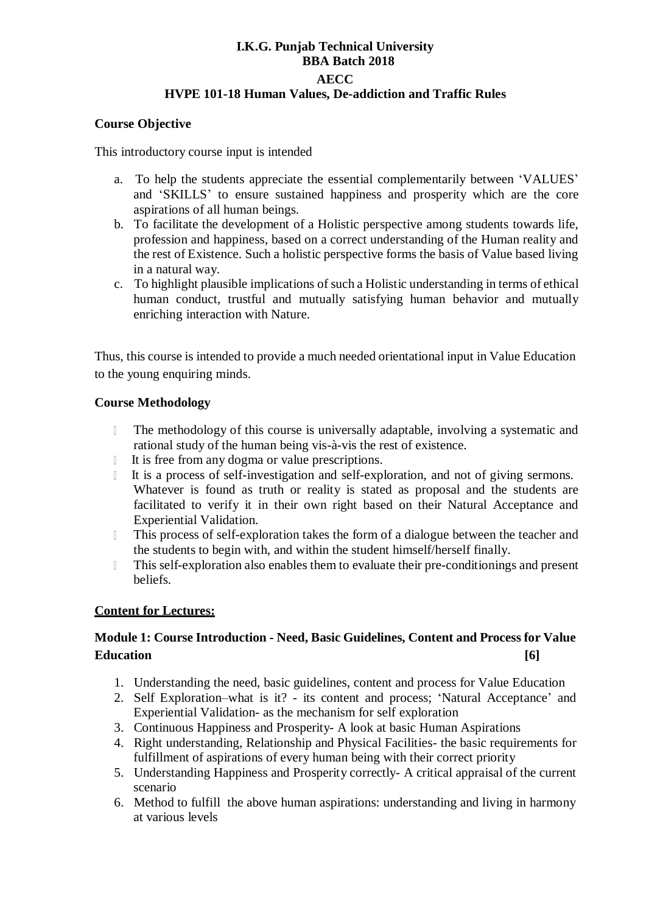**I.K.G. Punjab Technical University**
**BBA Batch 2018**
**AECC**
**HVPE 101-18 Human Values, De-addiction and Traffic Rules**

**Course Objective**

This introductory course input is intended

a. To help the students appreciate the essential complementarily between 'VALUES' and 'SKILLS' to ensure sustained happiness and prosperity which are the core aspirations of all human beings.
b. To facilitate the development of a Holistic perspective among students towards life, profession and happiness, based on a correct understanding of the Human reality and the rest of Existence. Such a holistic perspective forms the basis of Value based living in a natural way.
c. To highlight plausible implications of such a Holistic understanding in terms of ethical human conduct, trustful and mutually satisfying human behavior and mutually enriching interaction with Nature.

Thus, this course is intended to provide a much needed orientational input in Value Education to the young enquiring minds.

**Course Methodology**

- The methodology of this course is universally adaptable, involving a systematic and rational study of the human being vis-à-vis the rest of existence.
- It is free from any dogma or value prescriptions.
- It is a process of self-investigation and self-exploration, and not of giving sermons. Whatever is found as truth or reality is stated as proposal and the students are facilitated to verify it in their own right based on their Natural Acceptance and Experiential Validation.
- This process of self-exploration takes the form of a dialogue between the teacher and the students to begin with, and within the student himself/herself finally.
- This self-exploration also enables them to evaluate their pre-conditionings and present beliefs.

**Content for Lectures:**

**Module 1: Course Introduction - Need, Basic Guidelines, Content and Process for Value Education [6]**

1. Understanding the need, basic guidelines, content and process for Value Education
2. Self Exploration–what is it? - its content and process; 'Natural Acceptance' and Experiential Validation- as the mechanism for self exploration
3. Continuous Happiness and Prosperity- A look at basic Human Aspirations
4. Right understanding, Relationship and Physical Facilities- the basic requirements for fulfillment of aspirations of every human being with their correct priority
5. Understanding Happiness and Prosperity correctly- A critical appraisal of the current scenario
6. Method to fulfill the above human aspirations: understanding and living in harmony at various levels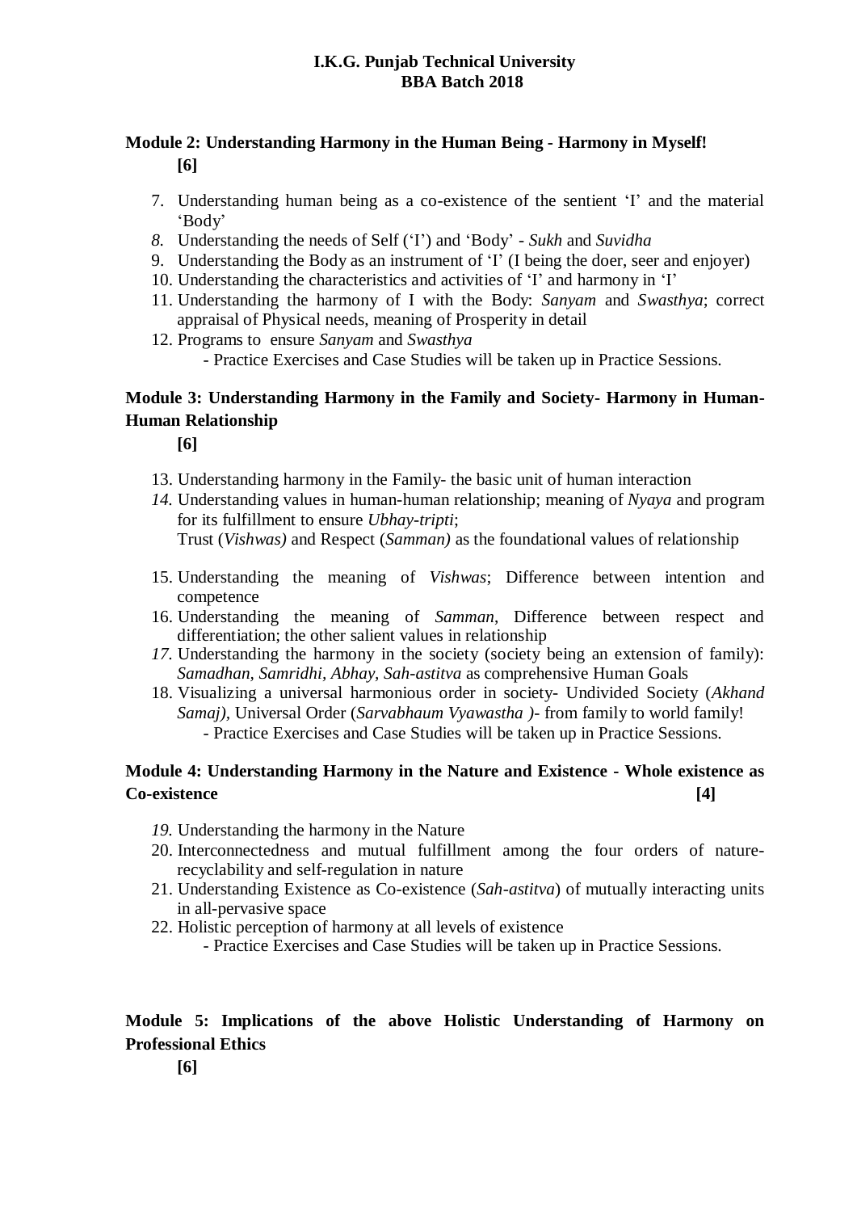**Module 2: Understanding Harmony in the Human Being - Harmony in Myself!**
**[6]**

7. Understanding human being as a co-existence of the sentient ‘I’ and the material ‘Body’
8. Understanding the needs of Self (‘I’) and ‘Body’ - *Sukh* and *Suvidha*
9. Understanding the Body as an instrument of ‘I’ (I being the doer, seer and enjoyer)
10. Understanding the characteristics and activities of ‘I’ and harmony in ‘I’
11. Understanding the harmony of I with the Body: *Sanyam* and *Swasthya*; correct appraisal of Physical needs, meaning of Prosperity in detail
12. Programs to ensure *Sanyam* and *Swasthya*
    - Practice Exercises and Case Studies will be taken up in Practice Sessions.

**Module 3: Understanding Harmony in the Family and Society- Harmony in Human-Human Relationship**
**[6]**

13. Understanding harmony in the Family- the basic unit of human interaction
14. Understanding values in human-human relationship; meaning of *Nyaya* and program for its fulfillment to ensure *Ubhay-tripti*;
    Trust (*Vishwas)* and Respect (*Samman)* as the foundational values of relationship
15. Understanding the meaning of *Vishwas*; Difference between intention and competence
16. Understanding the meaning of *Samman*, Difference between respect and differentiation; the other salient values in relationship
17. Understanding the harmony in the society (society being an extension of family): *Samadhan, Samridhi, Abhay, Sah-astitva* as comprehensive Human Goals
18. Visualizing a universal harmonious order in society- Undivided Society (*Akhand Samaj),* Universal Order (*Sarvabhaum Vyawastha )*- from family to world family!
    - Practice Exercises and Case Studies will be taken up in Practice Sessions.

**Module 4: Understanding Harmony in the Nature and Existence - Whole existence as Co-existence** **[4]**

19. Understanding the harmony in the Nature
20. Interconnectedness and mutual fulfillment among the four orders of nature- recyclability and self-regulation in nature
21. Understanding Existence as Co-existence (*Sah-astitva*) of mutually interacting units in all-pervasive space
22. Holistic perception of harmony at all levels of existence
    - Practice Exercises and Case Studies will be taken up in Practice Sessions.

**Module 5: Implications of the above Holistic Understanding of Harmony on Professional Ethics**
**[6]**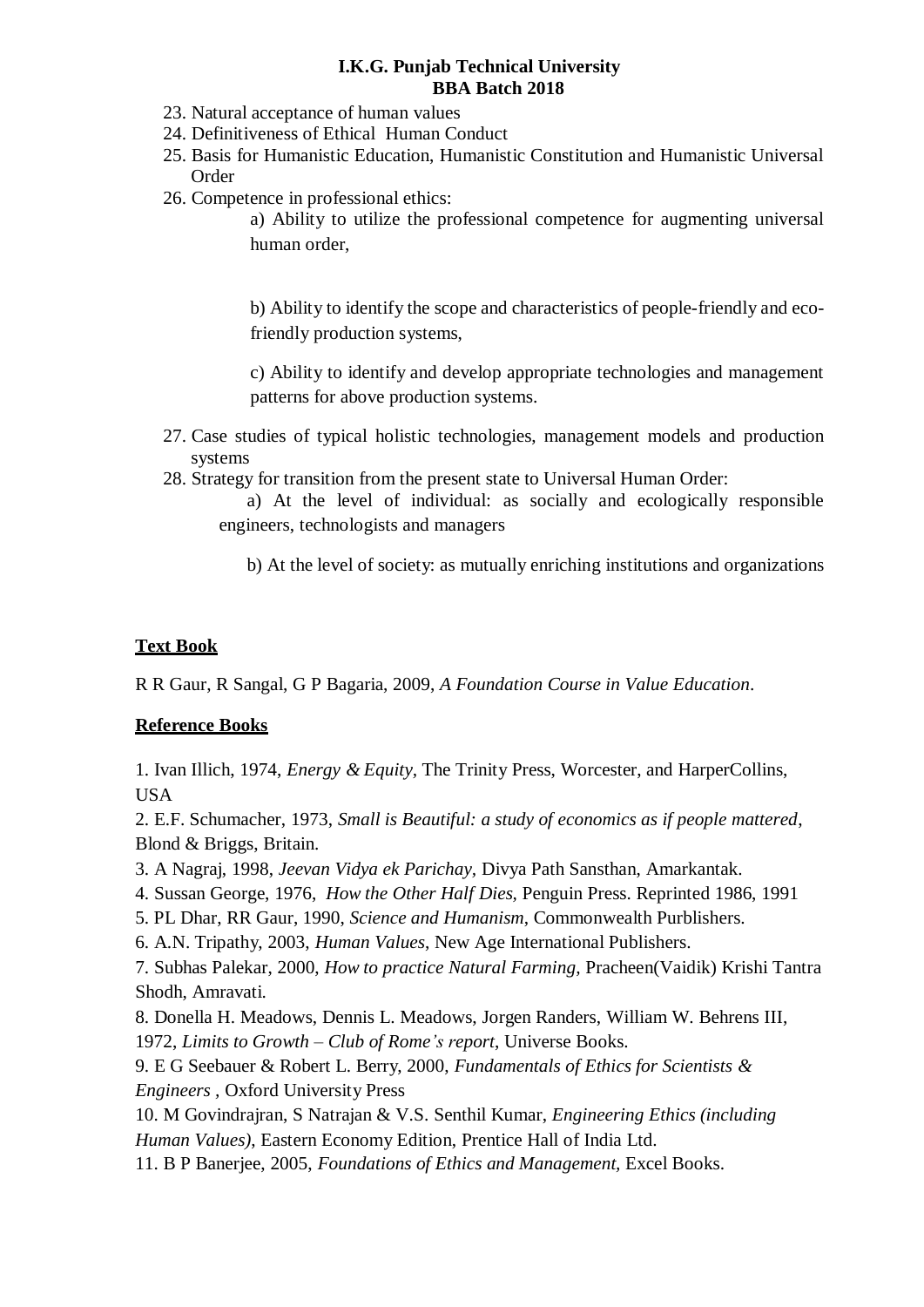23. Natural acceptance of human values
24. Definitiveness of Ethical Human Conduct
25. Basis for Humanistic Education, Humanistic Constitution and Humanistic Universal Order
26. Competence in professional ethics:

    a) Ability to utilize the professional competence for augmenting universal human order,

    b) Ability to identify the scope and characteristics of people-friendly and eco-friendly production systems,

    c) Ability to identify and develop appropriate technologies and management patterns for above production systems.

27. Case studies of typical holistic technologies, management models and production systems
28. Strategy for transition from the present state to Universal Human Order:

    a) At the level of individual: as socially and ecologically responsible engineers, technologists and managers

    b) At the level of society: as mutually enriching institutions and organizations

**Text Book**

R R Gaur, R Sangal, G P Bagaria, 2009, *A Foundation Course in Value Education*.

**Reference Books**

1. Ivan Illich, 1974, *Energy & Equity*, The Trinity Press, Worcester, and HarperCollins, USA
2. E.F. Schumacher, 1973, *Small is Beautiful: a study of economics as if people mattered*, Blond & Briggs, Britain.
3. A Nagraj, 1998, *Jeevan Vidya ek Parichay*, Divya Path Sansthan, Amarkantak.
4. Sussan George, 1976, *How the Other Half Dies*, Penguin Press. Reprinted 1986, 1991
5. PL Dhar, RR Gaur, 1990, *Science and Humanism*, Commonwealth Purblishers.
6. A.N. Tripathy, 2003, *Human Values*, New Age International Publishers.
7. Subhas Palekar, 2000, *How to practice Natural Farming*, Pracheen(Vaidik) Krishi Tantra Shodh, Amravati.
8. Donella H. Meadows, Dennis L. Meadows, Jorgen Randers, William W. Behrens III, 1972, *Limits to Growth – Club of Rome's report*, Universe Books.
9. E G Seebauer & Robert L. Berry, 2000, *Fundamentals of Ethics for Scientists & Engineers* , Oxford University Press
10. M Govindrajran, S Natrajan & V.S. Senthil Kumar, *Engineering Ethics (including Human Values)*, Eastern Economy Edition, Prentice Hall of India Ltd.
11. B P Banerjee, 2005, *Foundations of Ethics and Management*, Excel Books.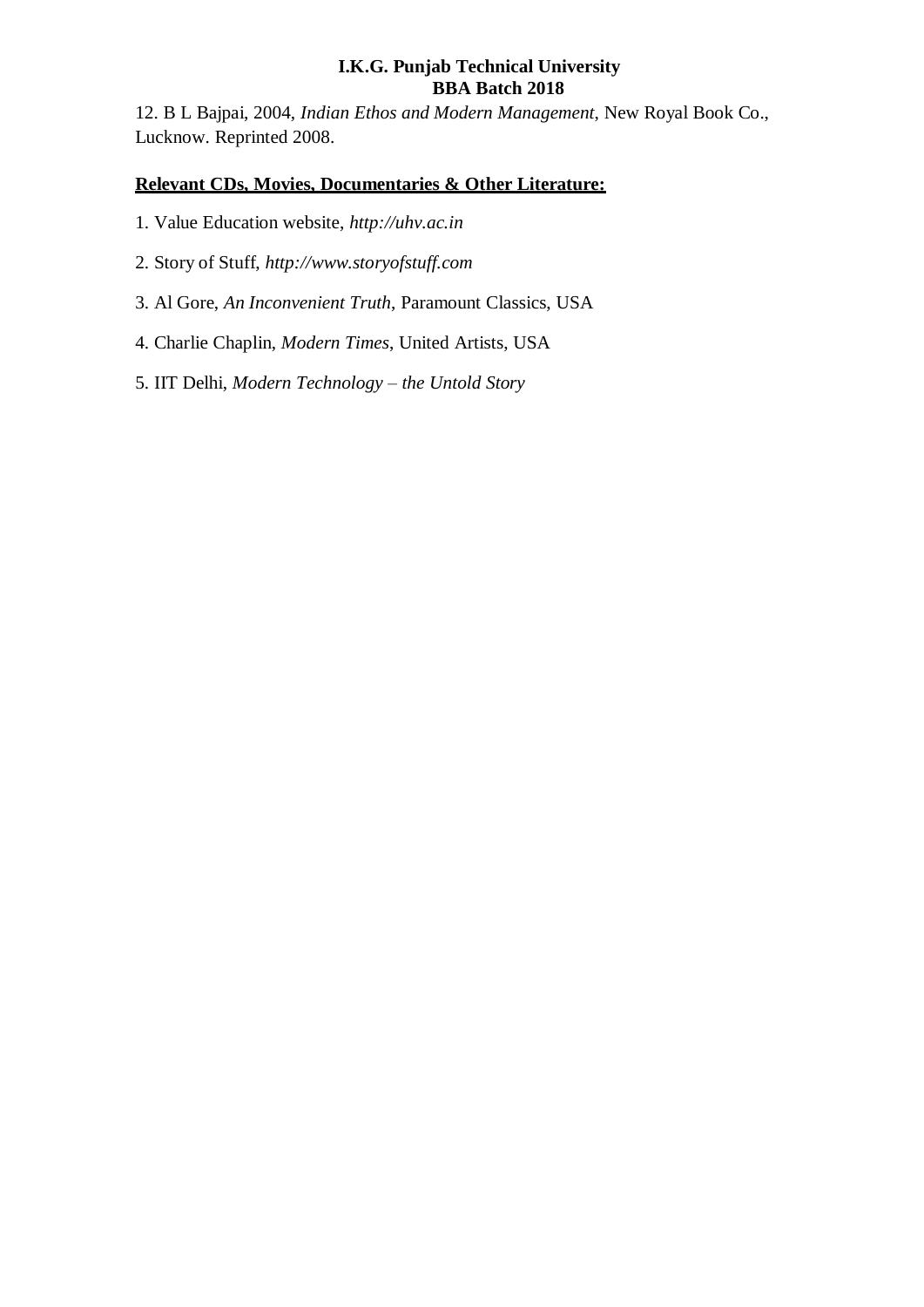12. B L Bajpai, 2004, *Indian Ethos and Modern Management*, New Royal Book Co., Lucknow. Reprinted 2008.

**Relevant CDs, Movies, Documentaries & Other Literature:**

1. Value Education website, *http://uhv.ac.in*

2. Story of Stuff, *http://www.storyofstuff.com*

3. Al Gore, *An Inconvenient Truth*, Paramount Classics, USA

4. Charlie Chaplin, *Modern Times*, United Artists, USA

5. IIT Delhi, *Modern Technology – the Untold Story*